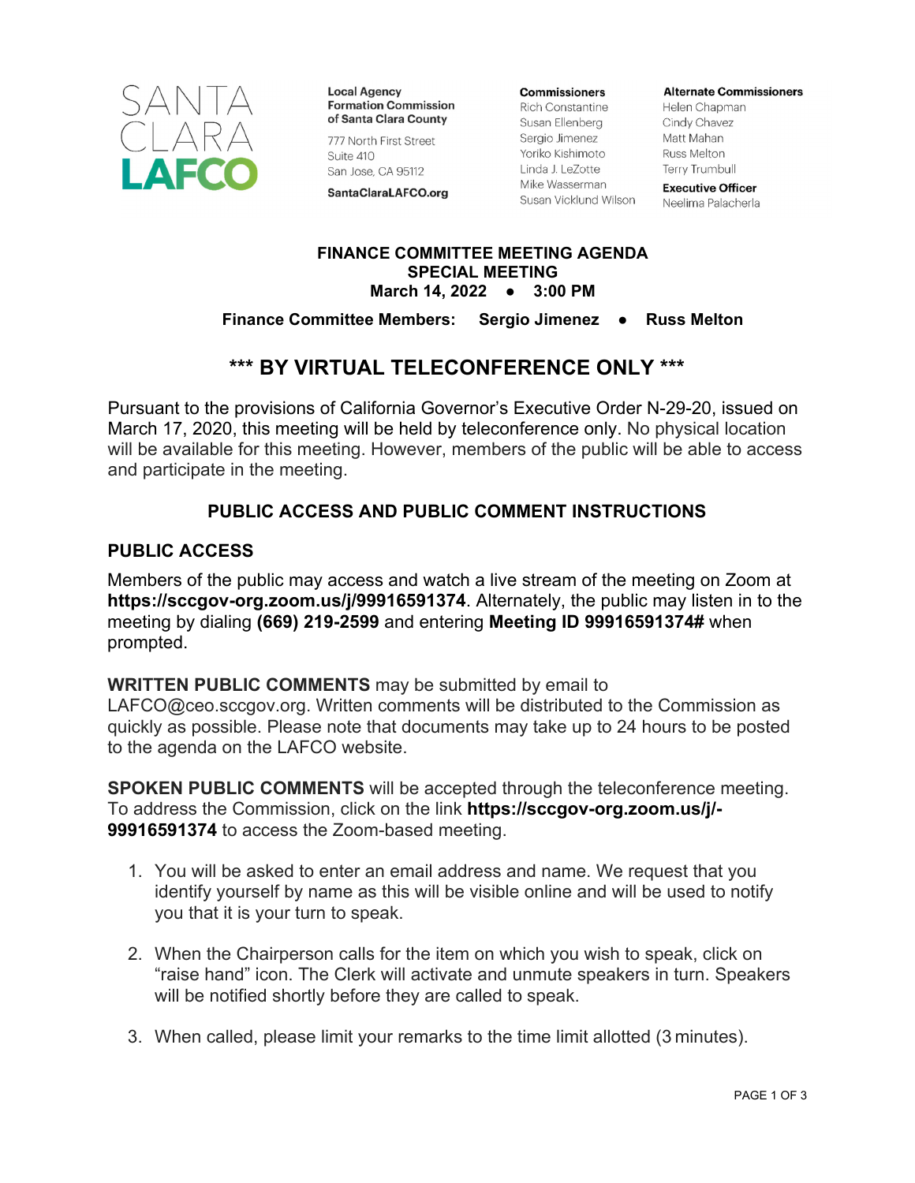SANTA CLARA **LAFCO**

**Local Agency Formation Commission of Santa Clara County**

777 North First Street
Suite 410
San Jose, CA 95112

**SantaClaraLAFCO.org**

**Commissioners**
Rich Constantine
Susan Ellenberg
Sergio Jimenez
Yoriko Kishimoto
Linda J. LeZotte
Mike Wasserman
Susan Vicklund Wilson

**Alternate Commissioners**
Helen Chapman
Cindy Chavez
Matt Mahan
Russ Melton
Terry Trumbull

**Executive Officer**
Neelima Palacherla

**FINANCE COMMITTEE MEETING AGENDA**
**SPECIAL MEETING**
**March 14, 2022 ● 3:00 PM**

**Finance Committee Members: Sergio Jimenez ● Russ Melton**

## *** BY VIRTUAL TELECONFERENCE ONLY ***

Pursuant to the provisions of California Governor's Executive Order N-29-20, issued on March 17, 2020, this meeting will be held by teleconference only. No physical location will be available for this meeting. However, members of the public will be able to access and participate in the meeting.

### PUBLIC ACCESS AND PUBLIC COMMENT INSTRUCTIONS

### PUBLIC ACCESS

Members of the public may access and watch a live stream of the meeting on Zoom at **https://sccgov-org.zoom.us/j/99916591374**. Alternately, the public may listen in to the meeting by dialing **(669) 219-2599** and entering **Meeting ID 99916591374#** when prompted.

**WRITTEN PUBLIC COMMENTS** may be submitted by email to LAFCO@ceo.sccgov.org. Written comments will be distributed to the Commission as quickly as possible. Please note that documents may take up to 24 hours to be posted to the agenda on the LAFCO website.

**SPOKEN PUBLIC COMMENTS** will be accepted through the teleconference meeting. To address the Commission, click on the link **https://sccgov-org.zoom.us/j/-99916591374** to access the Zoom-based meeting.

1. You will be asked to enter an email address and name. We request that you identify yourself by name as this will be visible online and will be used to notify you that it is your turn to speak.
2. When the Chairperson calls for the item on which you wish to speak, click on "raise hand" icon. The Clerk will activate and unmute speakers in turn. Speakers will be notified shortly before they are called to speak.
3. When called, please limit your remarks to the time limit allotted (3 minutes).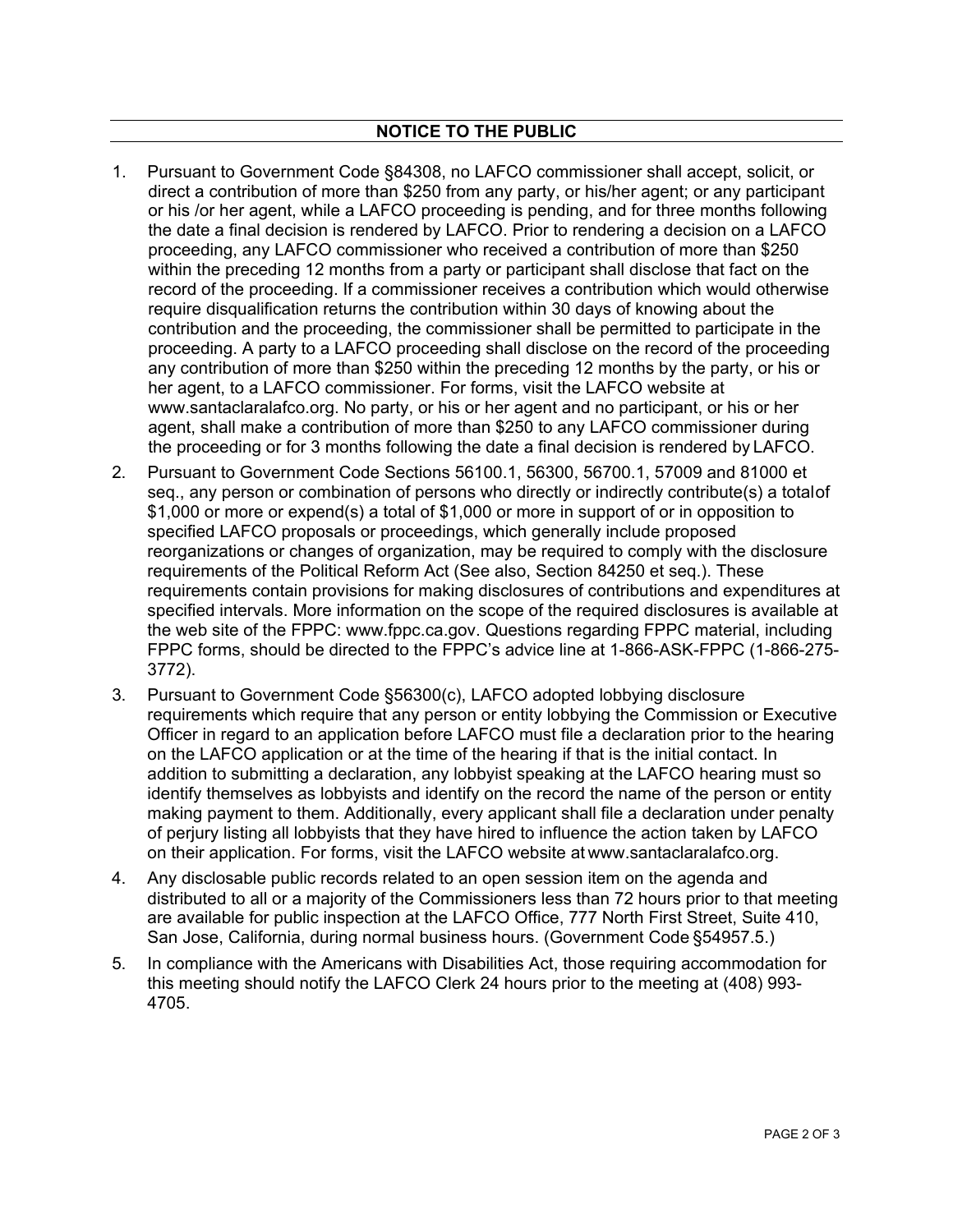## NOTICE TO THE PUBLIC

1. Pursuant to Government Code §84308, no LAFCO commissioner shall accept, solicit, or direct a contribution of more than $250 from any party, or his/her agent; or any participant or his /or her agent, while a LAFCO proceeding is pending, and for three months following the date a final decision is rendered by LAFCO. Prior to rendering a decision on a LAFCO proceeding, any LAFCO commissioner who received a contribution of more than $250 within the preceding 12 months from a party or participant shall disclose that fact on the record of the proceeding. If a commissioner receives a contribution which would otherwise require disqualification returns the contribution within 30 days of knowing about the contribution and the proceeding, the commissioner shall be permitted to participate in the proceeding. A party to a LAFCO proceeding shall disclose on the record of the proceeding any contribution of more than $250 within the preceding 12 months by the party, or his or her agent, to a LAFCO commissioner. For forms, visit the LAFCO website at www.santaclaralafco.org. No party, or his or her agent and no participant, or his or her agent, shall make a contribution of more than $250 to any LAFCO commissioner during the proceeding or for 3 months following the date a final decision is rendered by LAFCO.
2. Pursuant to Government Code Sections 56100.1, 56300, 56700.1, 57009 and 81000 et seq., any person or combination of persons who directly or indirectly contribute(s) a total of $1,000 or more or expend(s) a total of $1,000 or more in support of or in opposition to specified LAFCO proposals or proceedings, which generally include proposed reorganizations or changes of organization, may be required to comply with the disclosure requirements of the Political Reform Act (See also, Section 84250 et seq.). These requirements contain provisions for making disclosures of contributions and expenditures at specified intervals. More information on the scope of the required disclosures is available at the web site of the FPPC: www.fppc.ca.gov. Questions regarding FPPC material, including FPPC forms, should be directed to the FPPC's advice line at 1-866-ASK-FPPC (1-866-275-3772).
3. Pursuant to Government Code §56300(c), LAFCO adopted lobbying disclosure requirements which require that any person or entity lobbying the Commission or Executive Officer in regard to an application before LAFCO must file a declaration prior to the hearing on the LAFCO application or at the time of the hearing if that is the initial contact. In addition to submitting a declaration, any lobbyist speaking at the LAFCO hearing must so identify themselves as lobbyists and identify on the record the name of the person or entity making payment to them. Additionally, every applicant shall file a declaration under penalty of perjury listing all lobbyists that they have hired to influence the action taken by LAFCO on their application. For forms, visit the LAFCO website at www.santaclaralafco.org.
4. Any disclosable public records related to an open session item on the agenda and distributed to all or a majority of the Commissioners less than 72 hours prior to that meeting are available for public inspection at the LAFCO Office, 777 North First Street, Suite 410, San Jose, California, during normal business hours. (Government Code §54957.5.)
5. In compliance with the Americans with Disabilities Act, those requiring accommodation for this meeting should notify the LAFCO Clerk 24 hours prior to the meeting at (408) 993-4705.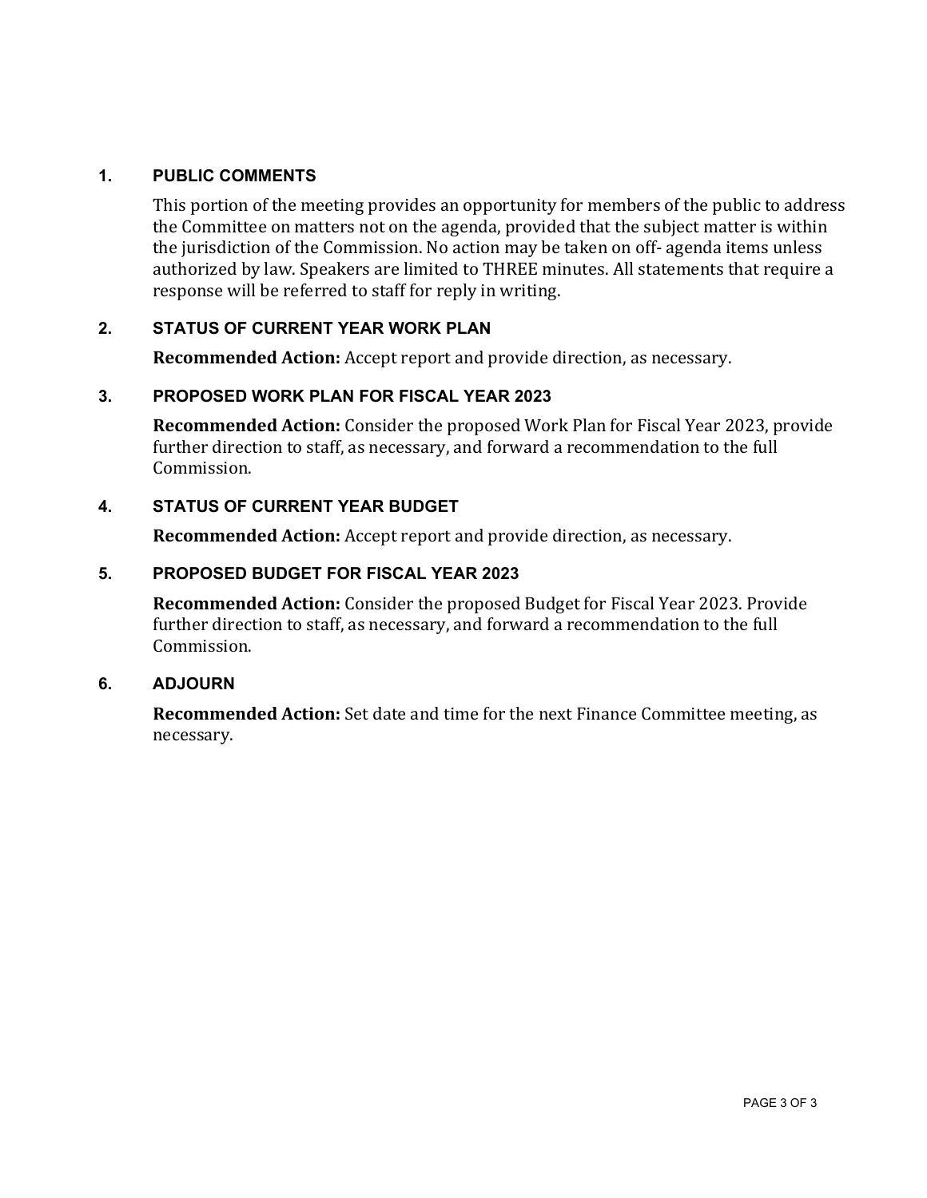## 1. PUBLIC COMMENTS

This portion of the meeting provides an opportunity for members of the public to address the Committee on matters not on the agenda, provided that the subject matter is within the jurisdiction of the Commission. No action may be taken on off- agenda items unless authorized by law. Speakers are limited to THREE minutes. All statements that require a response will be referred to staff for reply in writing.

## 2. STATUS OF CURRENT YEAR WORK PLAN

**Recommended Action:** Accept report and provide direction, as necessary.

## 3. PROPOSED WORK PLAN FOR FISCAL YEAR 2023

**Recommended Action:** Consider the proposed Work Plan for Fiscal Year 2023, provide further direction to staff, as necessary, and forward a recommendation to the full Commission.

## 4. STATUS OF CURRENT YEAR BUDGET

**Recommended Action:** Accept report and provide direction, as necessary.

## 5. PROPOSED BUDGET FOR FISCAL YEAR 2023

**Recommended Action:** Consider the proposed Budget for Fiscal Year 2023. Provide further direction to staff, as necessary, and forward a recommendation to the full Commission.

## 6. ADJOURN

**Recommended Action:** Set date and time for the next Finance Committee meeting, as necessary.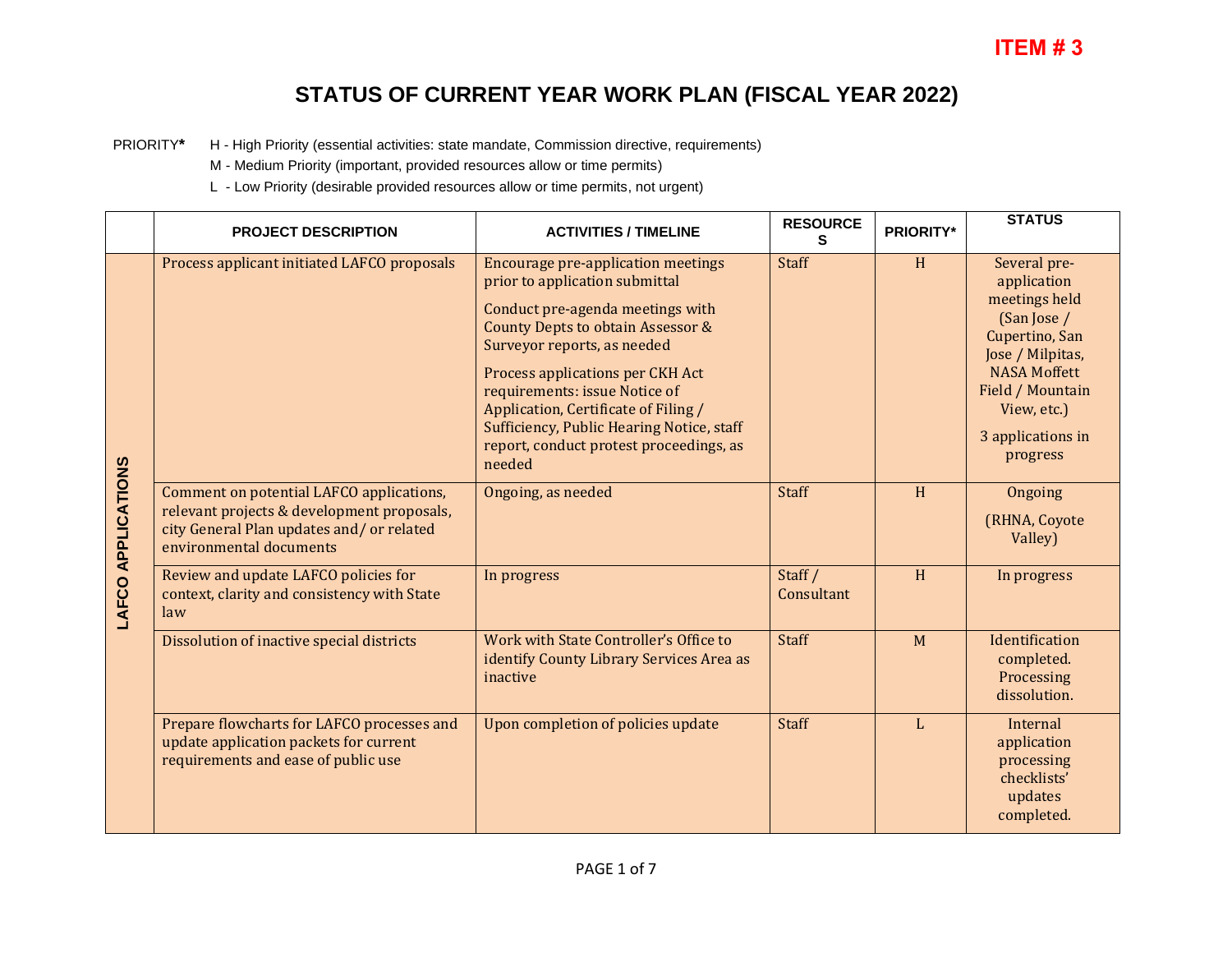**ITEM # 3**

# STATUS OF CURRENT YEAR WORK PLAN (FISCAL YEAR 2022)

PRIORITY* H - High Priority (essential activities: state mandate, Commission directive, requirements)
M - Medium Priority (important, provided resources allow or time permits)
L - Low Priority (desirable provided resources allow or time permits, not urgent)

| | PROJECT DESCRIPTION | ACTIVITIES / TIMELINE | RESOURCES | PRIORITY* | STATUS |
|---|---|---|---|---|---|
| LAFCO APPLICATIONS | Process applicant initiated LAFCO proposals | Encourage pre-application meetings prior to application submittal<br><br>Conduct pre-agenda meetings with County Depts to obtain Assessor & Surveyor reports, as needed<br><br>Process applications per CKH Act requirements: issue Notice of Application, Certificate of Filing / Sufficiency, Public Hearing Notice, staff report, conduct protest proceedings, as needed | Staff | H | Several pre-application meetings held (San Jose / Cupertino, San Jose / Milpitas, NASA Moffett Field / Mountain View, etc.)<br><br>3 applications in progress |
| | Comment on potential LAFCO applications, relevant projects & development proposals, city General Plan updates and/ or related environmental documents | Ongoing, as needed | Staff | H | Ongoing<br><br>(RHNA, Coyote Valley) |
| | Review and update LAFCO policies for context, clarity and consistency with State law | In progress | Staff / Consultant | H | In progress |
| | Dissolution of inactive special districts | Work with State Controller's Office to identify County Library Services Area as inactive | Staff | M | Identification completed. Processing dissolution. |
| | Prepare flowcharts for LAFCO processes and update application packets for current requirements and ease of public use | Upon completion of policies update | Staff | L | Internal application processing checklists' updates completed. |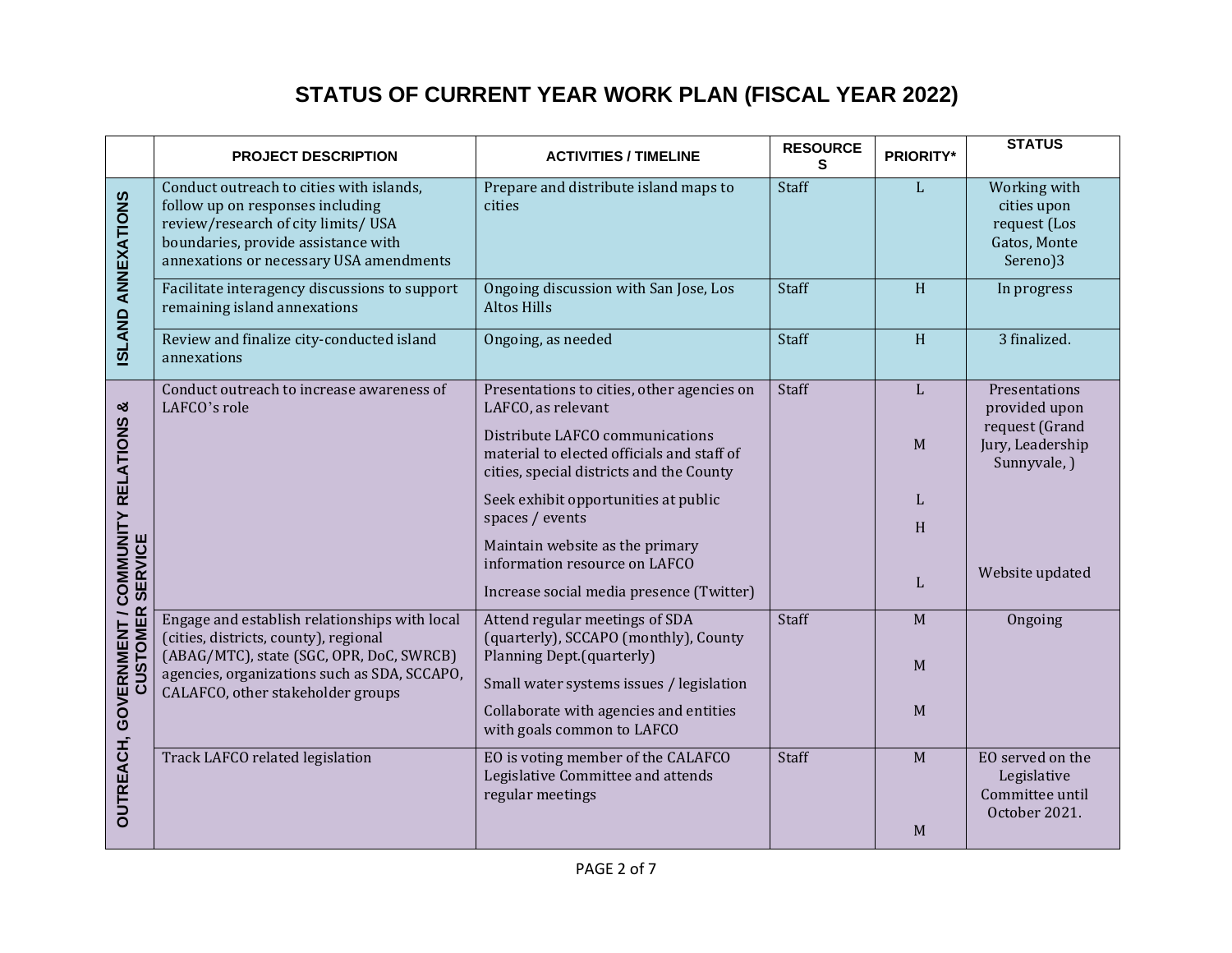# STATUS OF CURRENT YEAR WORK PLAN (FISCAL YEAR 2022)

| | PROJECT DESCRIPTION | ACTIVITIES / TIMELINE | RESOURCES | PRIORITY* | STATUS |
|---|---|---|---|---|---|
| ISLAND ANNEXATIONS | Conduct outreach to cities with islands, follow up on responses including review/research of city limits/ USA boundaries, provide assistance with annexations or necessary USA amendments | Prepare and distribute island maps to cities | Staff | L | Working with cities upon request (Los Gatos, Monte Sereno)3 |
| | Facilitate interagency discussions to support remaining island annexations | Ongoing discussion with San Jose, Los Altos Hills | Staff | H | In progress |
| | Review and finalize city-conducted island annexations | Ongoing, as needed | Staff | H | 3 finalized. |
| OUTREACH, GOVERNMENT / COMMUNITY RELATIONS & CUSTOMER SERVICE | Conduct outreach to increase awareness of LAFCO's role | Presentations to cities, other agencies on LAFCO, as relevant | Staff | L | Presentations provided upon request (Grand Jury, Leadership Sunnyvale, ) |
| | | Distribute LAFCO communications material to elected officials and staff of cities, special districts and the County | | M | |
| | | Seek exhibit opportunities at public spaces / events | | L | |
| | | Maintain website as the primary information resource on LAFCO | | H | Website updated |
| | | Increase social media presence (Twitter) | | L | |
| | Engage and establish relationships with local (cities, districts, county), regional (ABAG/MTC), state (SGC, OPR, DoC, SWRCB) agencies, organizations such as SDA, SCCAPO, CALAFCO, other stakeholder groups | Attend regular meetings of SDA (quarterly), SCCAPO (monthly), County Planning Dept.(quarterly) | Staff | M | Ongoing |
| | | Small water systems issues / legislation | | M | |
| | | Collaborate with agencies and entities with goals common to LAFCO | | M | |
| | Track LAFCO related legislation | EO is voting member of the CALAFCO Legislative Committee and attends regular meetings | Staff | M | EO served on the Legislative Committee until October 2021. |
| | | | | M | |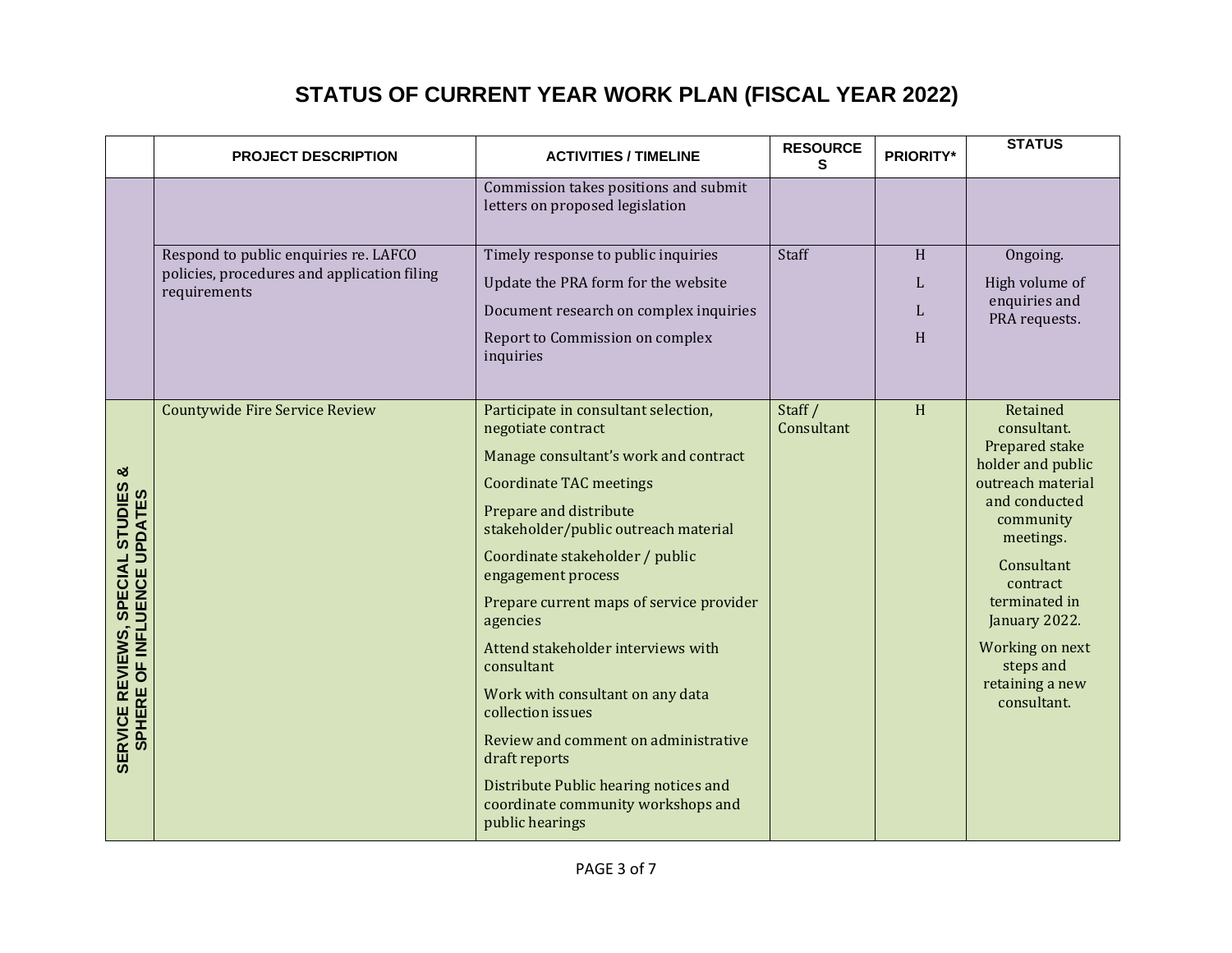## STATUS OF CURRENT YEAR WORK PLAN (FISCAL YEAR 2022)

| | PROJECT DESCRIPTION | ACTIVITIES / TIMELINE | RESOURCES | PRIORITY* | STATUS |
|---|---|---|---|---|---|
| | | Commission takes positions and submit letters on proposed legislation | | | |
| | Respond to public enquiries re. LAFCO policies, procedures and application filing requirements | Timely response to public inquiries<br>Update the PRA form for the website<br>Document research on complex inquiries<br>Report to Commission on complex inquiries | Staff | H<br>L<br>L<br>H | Ongoing.<br>High volume of enquiries and PRA requests. |
| SERVICE REVIEWS, SPECIAL STUDIES & SPHERE OF INFLUENCE UPDATES | Countywide Fire Service Review | Participate in consultant selection, negotiate contract<br>Manage consultant's work and contract<br>Coordinate TAC meetings<br>Prepare and distribute stakeholder/public outreach material<br>Coordinate stakeholder / public engagement process<br>Prepare current maps of service provider agencies<br>Attend stakeholder interviews with consultant<br>Work with consultant on any data collection issues<br>Review and comment on administrative draft reports<br>Distribute Public hearing notices and coordinate community workshops and public hearings | Staff / Consultant | H | Retained consultant. Prepared stake holder and public outreach material and conducted community meetings.<br>Consultant contract terminated in January 2022.<br>Working on next steps and retaining a new consultant. |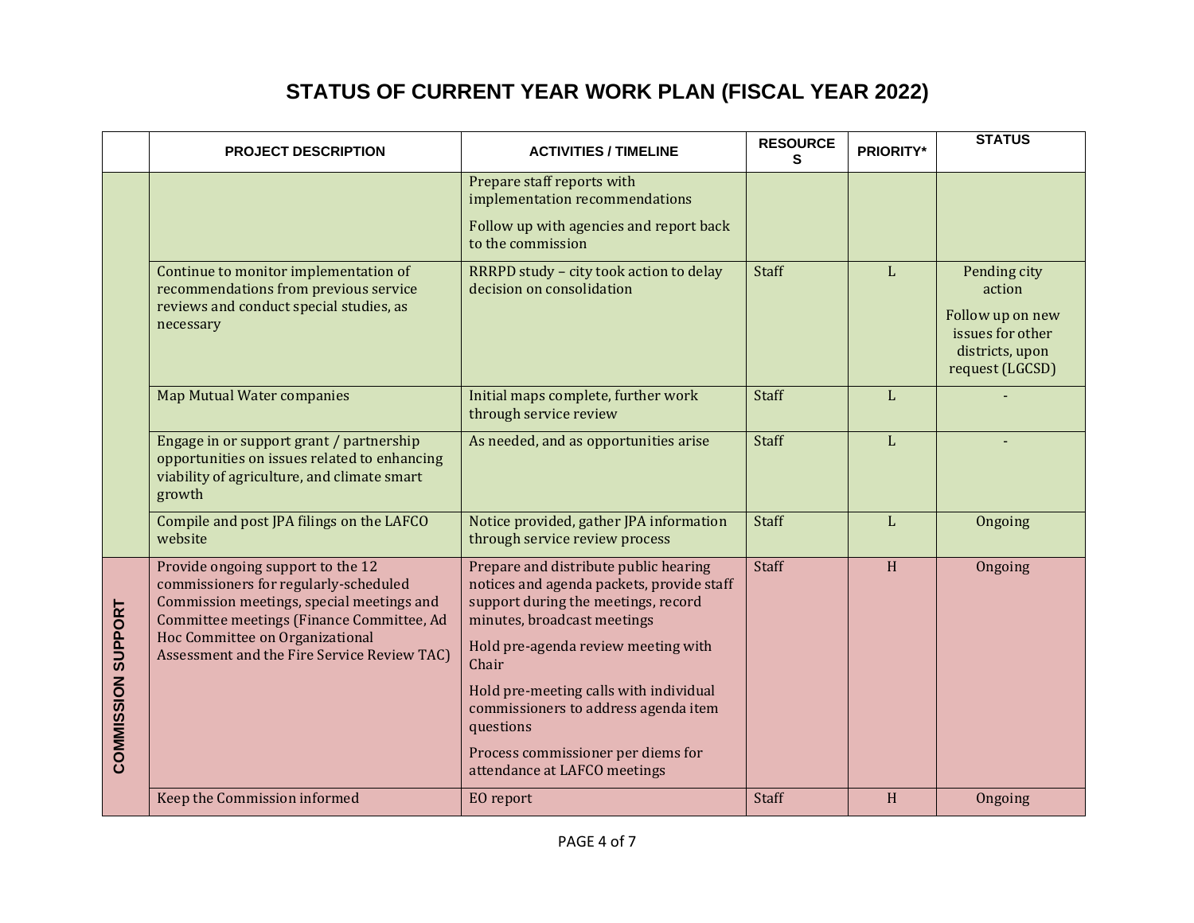# STATUS OF CURRENT YEAR WORK PLAN (FISCAL YEAR 2022)

| | PROJECT DESCRIPTION | ACTIVITIES / TIMELINE | RESOURCES | PRIORITY* | STATUS |
|---|---|---|---|---|---|
| | | Prepare staff reports with implementation recommendations<br>Follow up with agencies and report back to the commission | | | |
| | Continue to monitor implementation of recommendations from previous service reviews and conduct special studies, as necessary | RRRPD study – city took action to delay decision on consolidation | Staff | L | Pending city action<br>Follow up on new issues for other districts, upon request (LGCSD) |
| | Map Mutual Water companies | Initial maps complete, further work through service review | Staff | L | - |
| | Engage in or support grant / partnership opportunities on issues related to enhancing viability of agriculture, and climate smart growth | As needed, and as opportunities arise | Staff | L | - |
| | Compile and post JPA filings on the LAFCO website | Notice provided, gather JPA information through service review process | Staff | L | Ongoing |
| COMMISSION SUPPORT | Provide ongoing support to the 12 commissioners for regularly-scheduled Commission meetings, special meetings and Committee meetings (Finance Committee, Ad Hoc Committee on Organizational Assessment and the Fire Service Review TAC) | Prepare and distribute public hearing notices and agenda packets, provide staff support during the meetings, record minutes, broadcast meetings<br>Hold pre-agenda review meeting with Chair<br>Hold pre-meeting calls with individual commissioners to address agenda item questions<br>Process commissioner per diems for attendance at LAFCO meetings | Staff | H | Ongoing |
| | Keep the Commission informed | EO report | Staff | H | Ongoing |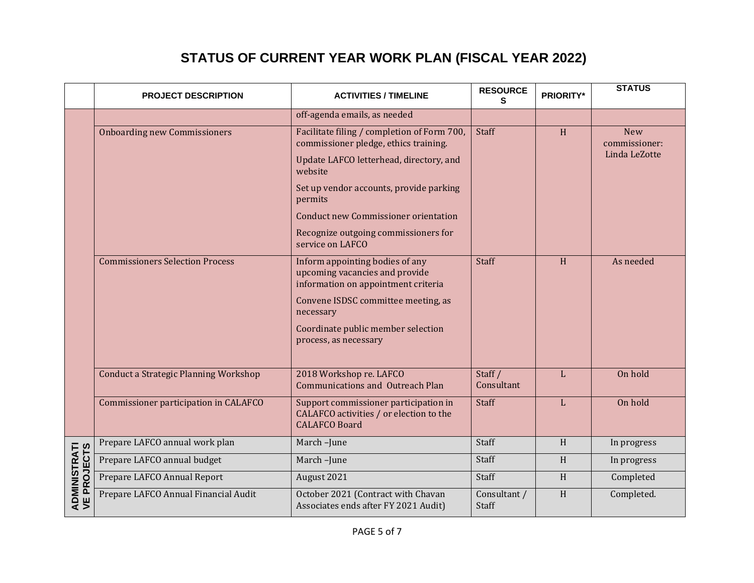# STATUS OF CURRENT YEAR WORK PLAN (FISCAL YEAR 2022)

| | PROJECT DESCRIPTION | ACTIVITIES / TIMELINE | RESOURCES | PRIORITY* | STATUS |
|---|---|---|---|---|---|
| | | off-agenda emails, as needed | | | |
| | Onboarding new Commissioners | Facilitate filing / completion of Form 700, commissioner pledge, ethics training. Update LAFCO letterhead, directory, and website. Set up vendor accounts, provide parking permits. Conduct new Commissioner orientation. Recognize outgoing commissioners for service on LAFCO | Staff | H | New commissioner: Linda LeZotte |
| | Commissioners Selection Process | Inform appointing bodies of any upcoming vacancies and provide information on appointment criteria. Convene ISDSC committee meeting, as necessary. Coordinate public member selection process, as necessary | Staff | H | As needed |
| | Conduct a Strategic Planning Workshop | 2018 Workshop re. LAFCO Communications and Outreach Plan | Staff / Consultant | L | On hold |
| | Commissioner participation in CALAFCO | Support commissioner participation in CALAFCO activities / or election to the CALAFCO Board | Staff | L | On hold |
| ADMINISTRATIVE PROJECTS | Prepare LAFCO annual work plan | March –June | Staff | H | In progress |
| | Prepare LAFCO annual budget | March –June | Staff | H | In progress |
| | Prepare LAFCO Annual Report | August 2021 | Staff | H | Completed |
| | Prepare LAFCO Annual Financial Audit | October 2021 (Contract with Chavan Associates ends after FY 2021 Audit) | Consultant / Staff | H | Completed. |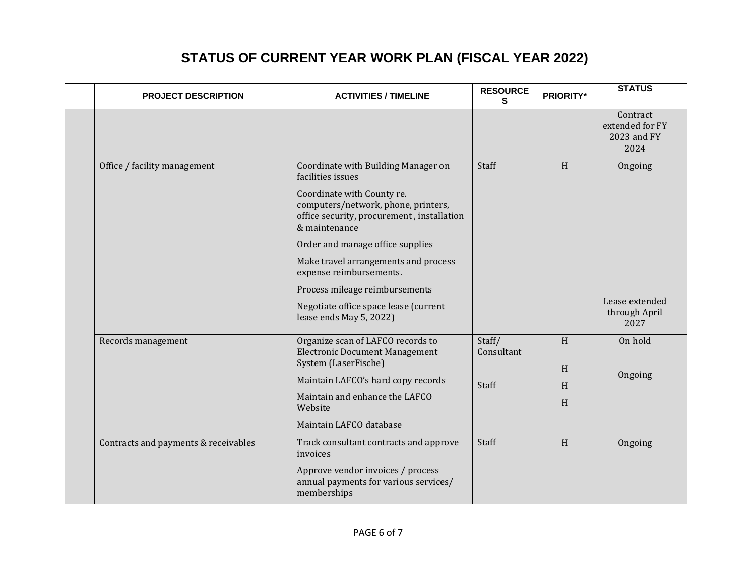# STATUS OF CURRENT YEAR WORK PLAN (FISCAL YEAR 2022)

| | PROJECT DESCRIPTION | ACTIVITIES / TIMELINE | RESOURCES | PRIORITY* | STATUS |
|---|---|---|---|---|---|
| | | | | | Contract extended for FY 2023 and FY 2024 |
| | Office / facility management | Coordinate with Building Manager on facilities issues<br><br>Coordinate with County re. computers/network, phone, printers, office security, procurement , installation & maintenance<br><br>Order and manage office supplies<br><br>Make travel arrangements and process expense reimbursements.<br><br>Process mileage reimbursements<br><br>Negotiate office space lease (current lease ends May 5, 2022) | Staff | H | Ongoing<br><br>Lease extended through April 2027 |
| | Records management | Organize scan of LAFCO records to Electronic Document Management System (LaserFische)<br><br>Maintain LAFCO's hard copy records<br><br>Maintain and enhance the LAFCO Website<br><br>Maintain LAFCO database | Staff/ Consultant<br><br>Staff | H<br><br>H<br><br>H<br><br>H | On hold<br><br>Ongoing |
| | Contracts and payments & receivables | Track consultant contracts and approve invoices<br><br>Approve vendor invoices / process annual payments for various services/ memberships | Staff | H | Ongoing |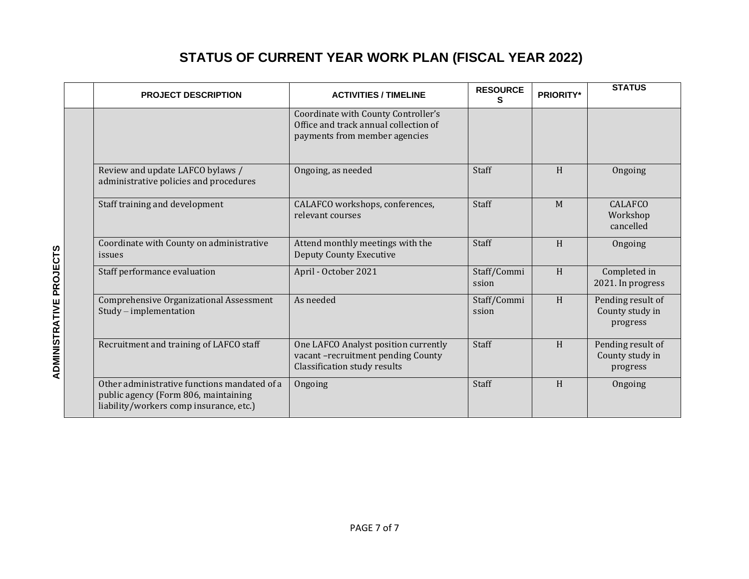## STATUS OF CURRENT YEAR WORK PLAN (FISCAL YEAR 2022)

| | PROJECT DESCRIPTION | ACTIVITIES / TIMELINE | RESOURCES | PRIORITY* | STATUS |
|---|---|---|---|---|---|
| ADMINISTRATIVE PROJECTS | | Coordinate with County Controller's Office and track annual collection of payments from member agencies | | | |
| | Review and update LAFCO bylaws / administrative policies and procedures | Ongoing, as needed | Staff | H | Ongoing |
| | Staff training and development | CALAFCO workshops, conferences, relevant courses | Staff | M | CALAFCO Workshop cancelled |
| | Coordinate with County on administrative issues | Attend monthly meetings with the Deputy County Executive | Staff | H | Ongoing |
| | Staff performance evaluation | April - October 2021 | Staff/Commission | H | Completed in 2021. In progress |
| | Comprehensive Organizational Assessment Study – implementation | As needed | Staff/Commission | H | Pending result of County study in progress |
| | Recruitment and training of LAFCO staff | One LAFCO Analyst position currently vacant –recruitment pending County Classification study results | Staff | H | Pending result of County study in progress |
| | Other administrative functions mandated of a public agency (Form 806, maintaining liability/workers comp insurance, etc.) | Ongoing | Staff | H | Ongoing |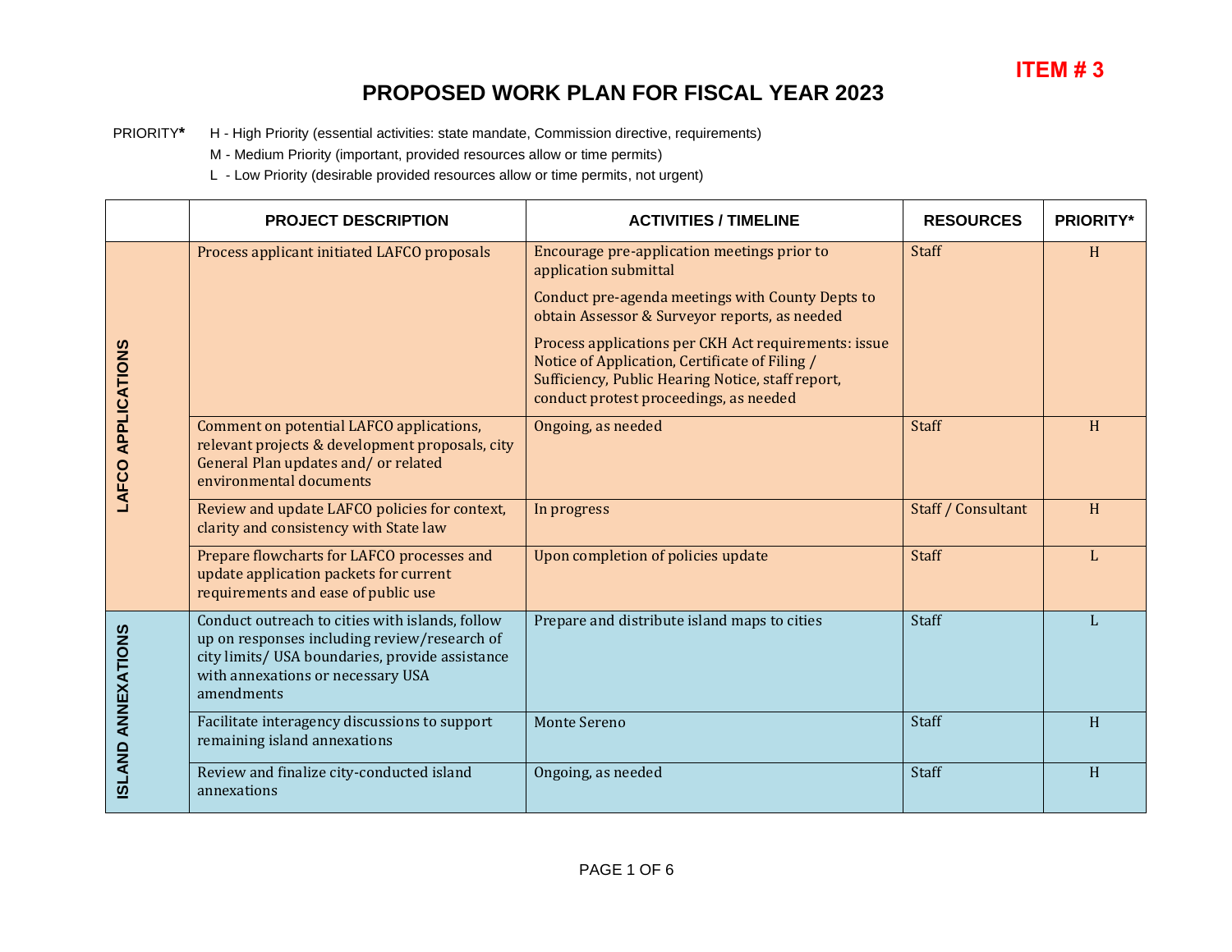**ITEM # 3**

# PROPOSED WORK PLAN FOR FISCAL YEAR 2023

PRIORITY* H - High Priority (essential activities: state mandate, Commission directive, requirements)
M - Medium Priority (important, provided resources allow or time permits)
L - Low Priority (desirable provided resources allow or time permits, not urgent)

| | PROJECT DESCRIPTION | ACTIVITIES / TIMELINE | RESOURCES | PRIORITY* |
|---|---|---|---|---|
| LAFCO APPLICATIONS | Process applicant initiated LAFCO proposals | Encourage pre-application meetings prior to application submittal<br>Conduct pre-agenda meetings with County Depts to obtain Assessor & Surveyor reports, as needed<br>Process applications per CKH Act requirements: issue Notice of Application, Certificate of Filing / Sufficiency, Public Hearing Notice, staff report, conduct protest proceedings, as needed | Staff | H |
| | Comment on potential LAFCO applications, relevant projects & development proposals, city General Plan updates and/ or related environmental documents | Ongoing, as needed | Staff | H |
| | Review and update LAFCO policies for context, clarity and consistency with State law | In progress | Staff / Consultant | H |
| | Prepare flowcharts for LAFCO processes and update application packets for current requirements and ease of public use | Upon completion of policies update | Staff | L |
| ISLAND ANNEXATIONS | Conduct outreach to cities with islands, follow up on responses including review/research of city limits/ USA boundaries, provide assistance with annexations or necessary USA amendments | Prepare and distribute island maps to cities | Staff | L |
| | Facilitate interagency discussions to support remaining island annexations | Monte Sereno | Staff | H |
| | Review and finalize city-conducted island annexations | Ongoing, as needed | Staff | H |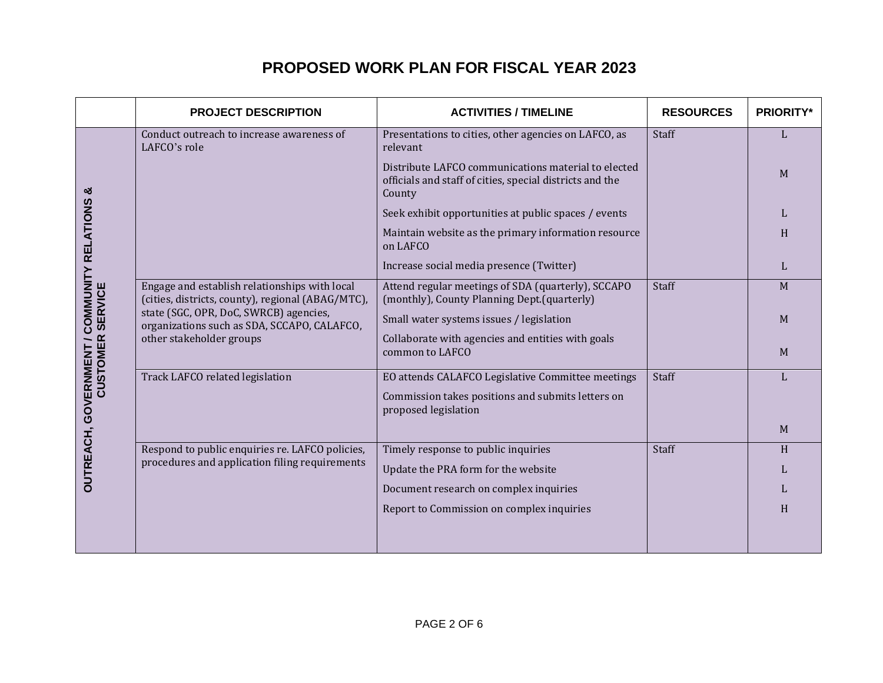# PROPOSED WORK PLAN FOR FISCAL YEAR 2023

| | PROJECT DESCRIPTION | ACTIVITIES / TIMELINE | RESOURCES | PRIORITY* |
|---|---|---|---|---|
| OUTREACH, GOVERNMENT / COMMUNITY RELATIONS & CUSTOMER SERVICE | Conduct outreach to increase awareness of LAFCO's role | Presentations to cities, other agencies on LAFCO, as relevant | Staff | L |
| | | Distribute LAFCO communications material to elected officials and staff of cities, special districts and the County | | M |
| | | Seek exhibit opportunities at public spaces / events | | L |
| | | Maintain website as the primary information resource on LAFCO | | H |
| | | Increase social media presence (Twitter) | | L |
| | Engage and establish relationships with local (cities, districts, county), regional (ABAG/MTC), state (SGC, OPR, DoC, SWRCB) agencies, organizations such as SDA, SCCAPO, CALAFCO, other stakeholder groups | Attend regular meetings of SDA (quarterly), SCCAPO (monthly), County Planning Dept.(quarterly) | Staff | M |
| | | Small water systems issues / legislation | | M |
| | | Collaborate with agencies and entities with goals common to LAFCO | | M |
| | Track LAFCO related legislation | EO attends CALAFCO Legislative Committee meetings | Staff | L |
| | | Commission takes positions and submits letters on proposed legislation | | M |
| | Respond to public enquiries re. LAFCO policies, procedures and application filing requirements | Timely response to public inquiries | Staff | H |
| | | Update the PRA form for the website | | L |
| | | Document research on complex inquiries | | L |
| | | Report to Commission on complex inquiries | | H |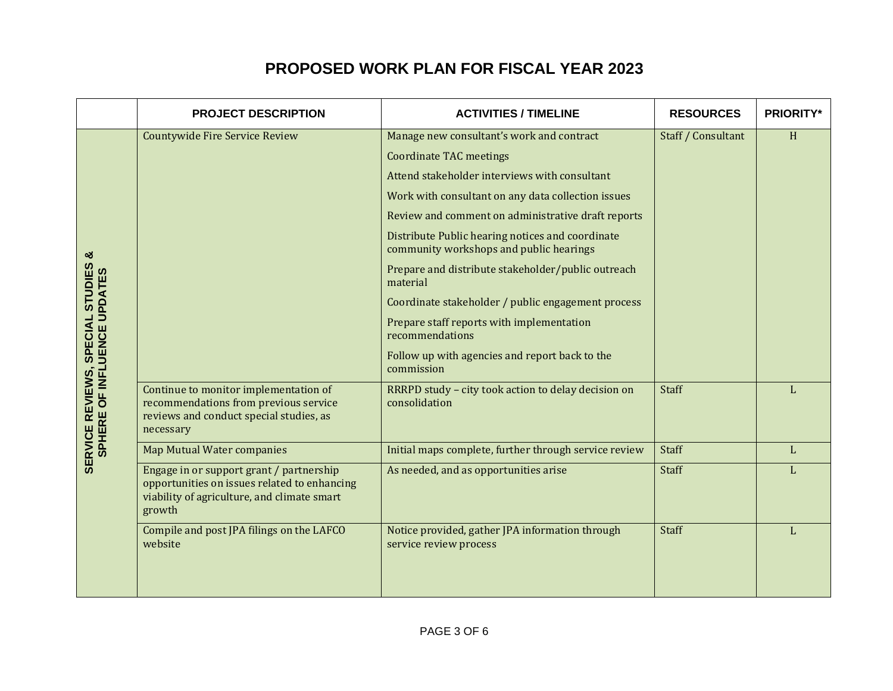# PROPOSED WORK PLAN FOR FISCAL YEAR 2023

| | PROJECT DESCRIPTION | ACTIVITIES / TIMELINE | RESOURCES | PRIORITY* |
|---|---|---|---|---|
| SERVICE REVIEWS, SPECIAL STUDIES & SPHERE OF INFLUENCE UPDATES | Countywide Fire Service Review | Manage new consultant's work and contract<br>Coordinate TAC meetings<br>Attend stakeholder interviews with consultant<br>Work with consultant on any data collection issues<br>Review and comment on administrative draft reports<br>Distribute Public hearing notices and coordinate community workshops and public hearings<br>Prepare and distribute stakeholder/public outreach material<br>Coordinate stakeholder / public engagement process<br>Prepare staff reports with implementation recommendations<br>Follow up with agencies and report back to the commission | Staff / Consultant | H |
| | Continue to monitor implementation of recommendations from previous service reviews and conduct special studies, as necessary | RRRPD study – city took action to delay decision on consolidation | Staff | L |
| | Map Mutual Water companies | Initial maps complete, further through service review | Staff | L |
| | Engage in or support grant / partnership opportunities on issues related to enhancing viability of agriculture, and climate smart growth | As needed, and as opportunities arise | Staff | L |
| | Compile and post JPA filings on the LAFCO website | Notice provided, gather JPA information through service review process | Staff | L |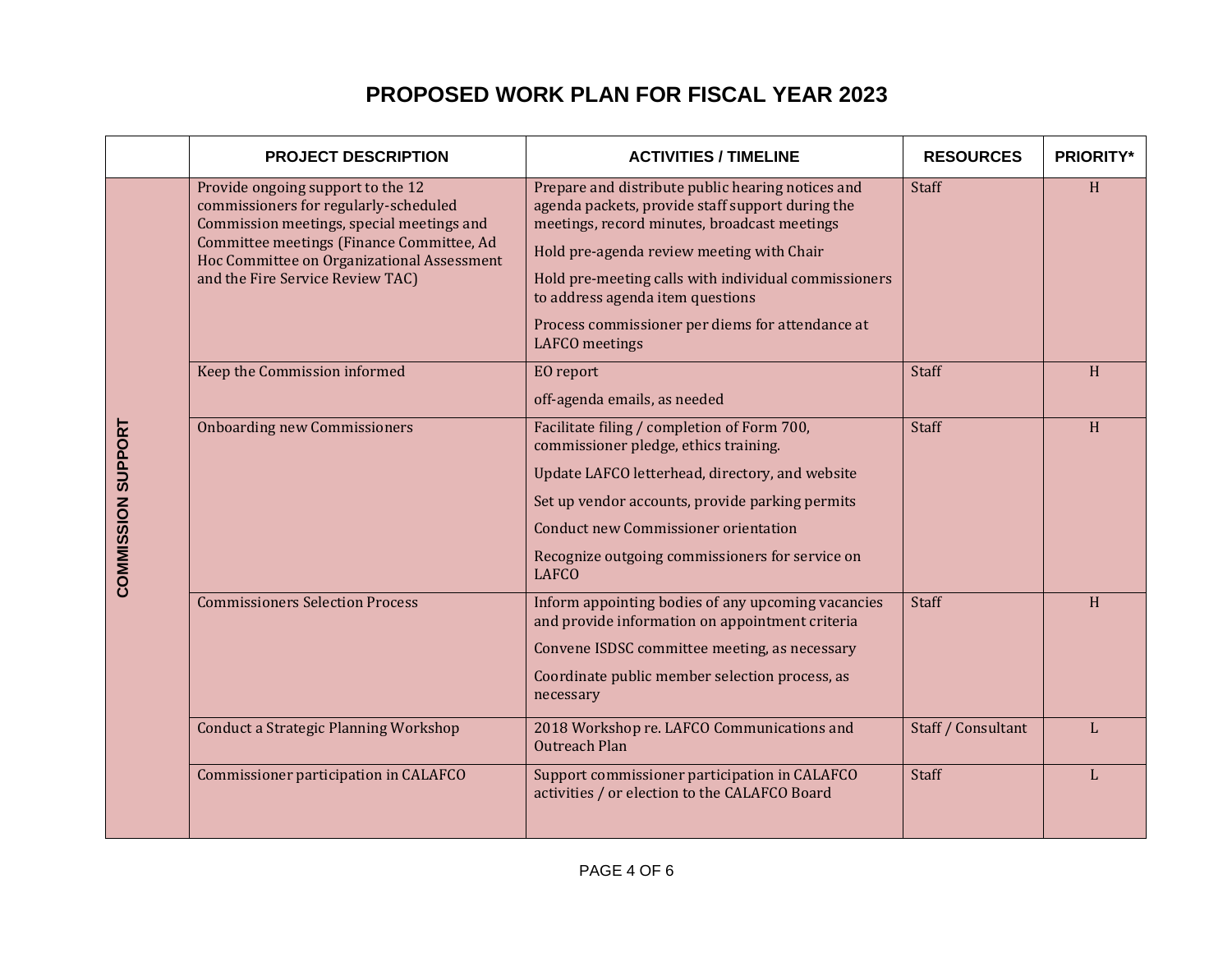# PROPOSED WORK PLAN FOR FISCAL YEAR 2023

| | PROJECT DESCRIPTION | ACTIVITIES / TIMELINE | RESOURCES | PRIORITY* |
|---|---|---|---|---|
| COMMISSION SUPPORT | Provide ongoing support to the 12 commissioners for regularly-scheduled Commission meetings, special meetings and Committee meetings (Finance Committee, Ad Hoc Committee on Organizational Assessment and the Fire Service Review TAC) | Prepare and distribute public hearing notices and agenda packets, provide staff support during the meetings, record minutes, broadcast meetings<br><br>Hold pre-agenda review meeting with Chair<br><br>Hold pre-meeting calls with individual commissioners to address agenda item questions<br><br>Process commissioner per diems for attendance at LAFCO meetings | Staff | H |
| | Keep the Commission informed | EO report<br><br>off-agenda emails, as needed | Staff | H |
| | Onboarding new Commissioners | Facilitate filing / completion of Form 700, commissioner pledge, ethics training.<br><br>Update LAFCO letterhead, directory, and website<br><br>Set up vendor accounts, provide parking permits<br><br>Conduct new Commissioner orientation<br><br>Recognize outgoing commissioners for service on LAFCO | Staff | H |
| | Commissioners Selection Process | Inform appointing bodies of any upcoming vacancies and provide information on appointment criteria<br><br>Convene ISDSC committee meeting, as necessary<br><br>Coordinate public member selection process, as necessary | Staff | H |
| | Conduct a Strategic Planning Workshop | 2018 Workshop re. LAFCO Communications and Outreach Plan | Staff / Consultant | L |
| | Commissioner participation in CALAFCO | Support commissioner participation in CALAFCO activities / or election to the CALAFCO Board | Staff | L |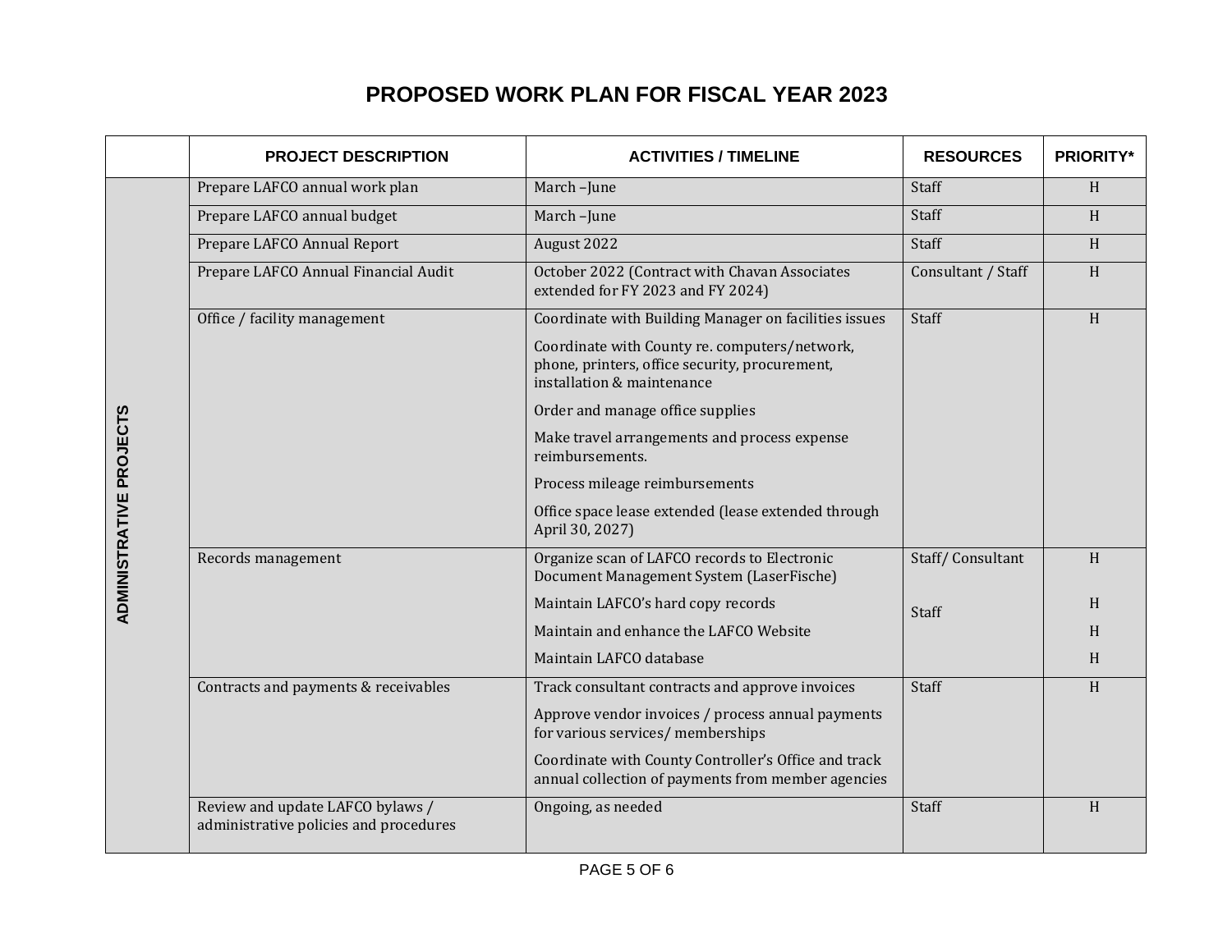# PROPOSED WORK PLAN FOR FISCAL YEAR 2023

| | PROJECT DESCRIPTION | ACTIVITIES / TIMELINE | RESOURCES | PRIORITY* |
|---|---|---|---|---|
| ADMINISTRATIVE PROJECTS | Prepare LAFCO annual work plan | March –June | Staff | H |
| | Prepare LAFCO annual budget | March –June | Staff | H |
| | Prepare LAFCO Annual Report | August 2022 | Staff | H |
| | Prepare LAFCO Annual Financial Audit | October 2022 (Contract with Chavan Associates extended for FY 2023 and FY 2024) | Consultant / Staff | H |
| | Office / facility management | Coordinate with Building Manager on facilities issues<br>Coordinate with County re. computers/network, phone, printers, office security, procurement, installation & maintenance<br>Order and manage office supplies<br>Make travel arrangements and process expense reimbursements.<br>Process mileage reimbursements<br>Office space lease extended (lease extended through April 30, 2027) | Staff | H |
| | Records management | Organize scan of LAFCO records to Electronic Document Management System (LaserFische) | Staff/ Consultant | H |
| | | Maintain LAFCO's hard copy records | Staff | H |
| | | Maintain and enhance the LAFCO Website | | H |
| | | Maintain LAFCO database | | H |
| | Contracts and payments & receivables | Track consultant contracts and approve invoices<br>Approve vendor invoices / process annual payments for various services/ memberships<br>Coordinate with County Controller's Office and track annual collection of payments from member agencies | Staff | H |
| | Review and update LAFCO bylaws / administrative policies and procedures | Ongoing, as needed | Staff | H |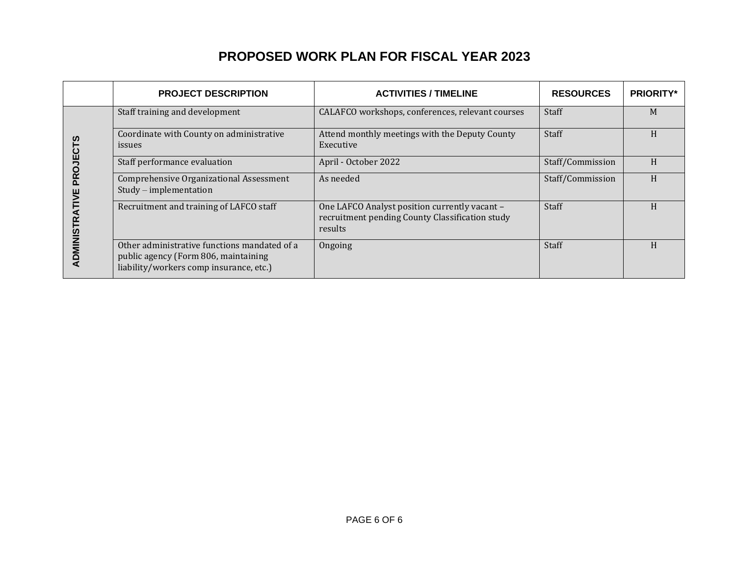## PROPOSED WORK PLAN FOR FISCAL YEAR 2023

| | PROJECT DESCRIPTION | ACTIVITIES / TIMELINE | RESOURCES | PRIORITY* |
|---|---|---|---|---|
| ADMINISTRATIVE PROJECTS | Staff training and development | CALAFCO workshops, conferences, relevant courses | Staff | M |
| | Coordinate with County on administrative issues | Attend monthly meetings with the Deputy County Executive | Staff | H |
| | Staff performance evaluation | April - October 2022 | Staff/Commission | H |
| | Comprehensive Organizational Assessment Study – implementation | As needed | Staff/Commission | H |
| | Recruitment and training of LAFCO staff | One LAFCO Analyst position currently vacant – recruitment pending County Classification study results | Staff | H |
| | Other administrative functions mandated of a public agency (Form 806, maintaining liability/workers comp insurance, etc.) | Ongoing | Staff | H |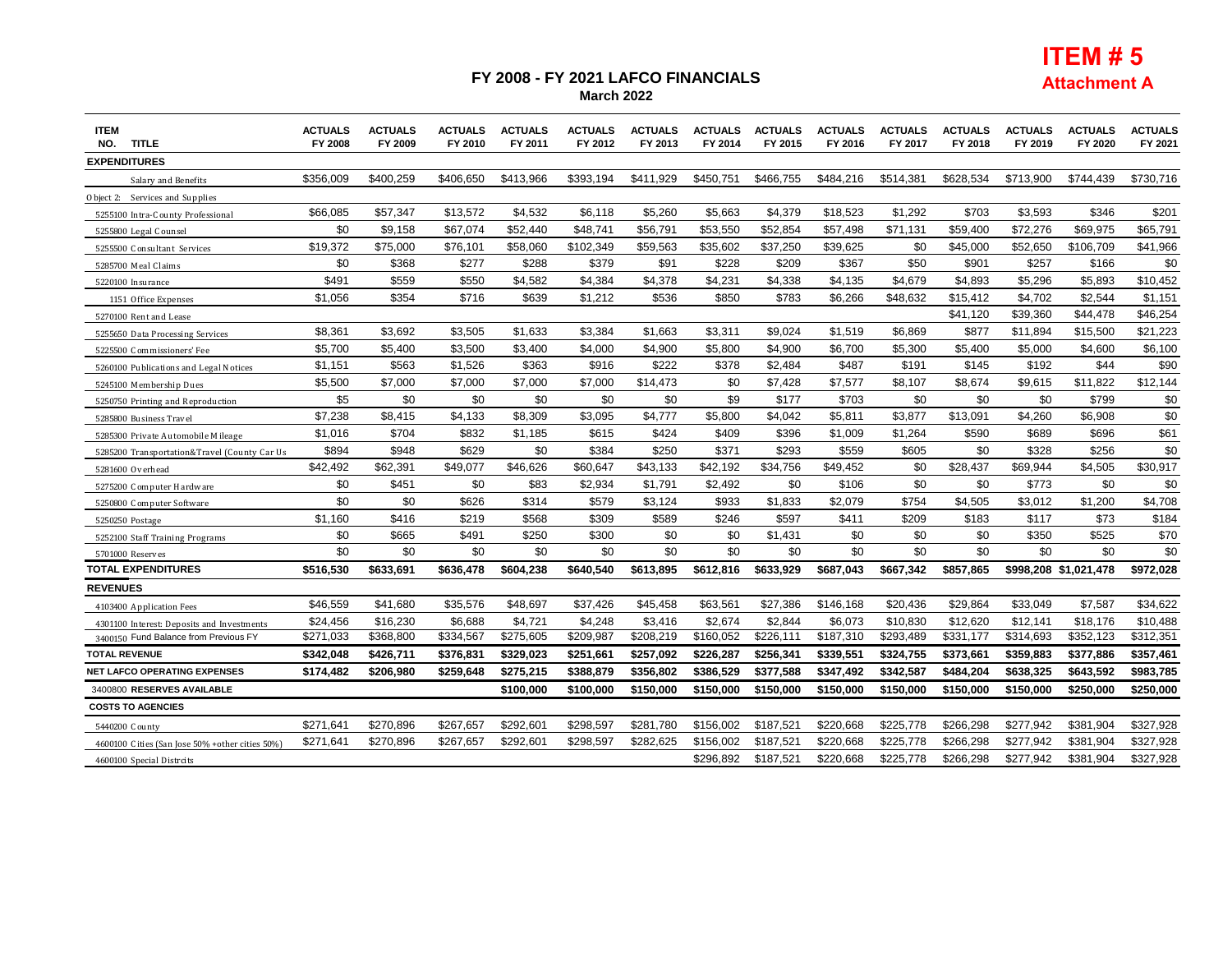**ITEM # 5**
**Attachment A**

# FY 2008 - FY 2021 LAFCO FINANCIALS

**March 2022**

| ITEM NO. TITLE | ACTUALS FY 2008 | ACTUALS FY 2009 | ACTUALS FY 2010 | ACTUALS FY 2011 | ACTUALS FY 2012 | ACTUALS FY 2013 | ACTUALS FY 2014 | ACTUALS FY 2015 | ACTUALS FY 2016 | ACTUALS FY 2017 | ACTUALS FY 2018 | ACTUALS FY 2019 | ACTUALS FY 2020 | ACTUALS FY 2021 |
|---|---|---|---|---|---|---|---|---|---|---|---|---|---|---|
| **EXPENDITURES** | | | | | | | | | | | | | | |
| Salary and Benefits | $356,009 | $400,259 | $406,650 | $413,966 | $393,194 | $411,929 | $450,751 | $466,755 | $484,216 | $514,381 | $628,534 | $713,900 | $744,439 | $730,716 |
| Object 2: Services and Supplies | | | | | | | | | | | | | | |
| 5255100 Intra-County Professional | $66,085 | $57,347 | $13,572 | $4,532 | $6,118 | $5,260 | $5,663 | $4,379 | $18,523 | $1,292 | $703 | $3,593 | $346 | $201 |
| 5255800 Legal Counsel | $0 | $9,158 | $67,074 | $52,440 | $48,741 | $56,791 | $53,550 | $52,854 | $57,498 | $71,131 | $59,400 | $72,276 | $69,975 | $65,791 |
| 5255500 Consultant Services | $19,372 | $75,000 | $76,101 | $58,060 | $102,349 | $59,563 | $35,602 | $37,250 | $39,625 | $0 | $45,000 | $52,650 | $106,709 | $41,966 |
| 5285700 Meal Claims | $0 | $368 | $277 | $288 | $379 | $91 | $228 | $209 | $367 | $50 | $901 | $257 | $166 | $0 |
| 5220100 Insurance | $491 | $559 | $550 | $4,582 | $4,384 | $4,378 | $4,231 | $4,338 | $4,135 | $4,679 | $4,893 | $5,296 | $5,893 | $10,452 |
| 1151 Office Expenses | $1,056 | $354 | $716 | $639 | $1,212 | $536 | $850 | $783 | $6,266 | $48,632 | $15,412 | $4,702 | $2,544 | $1,151 |
| 5270100 Rent and Lease | | | | | | | | | | | $41,120 | $39,360 | $44,478 | $46,254 |
| 5255650 Data Processing Services | $8,361 | $3,692 | $3,505 | $1,633 | $3,384 | $1,663 | $3,311 | $9,024 | $1,519 | $6,869 | $877 | $11,894 | $15,500 | $21,223 |
| 5225500 Commissioners' Fee | $5,700 | $5,400 | $3,500 | $3,400 | $4,000 | $4,900 | $5,800 | $4,900 | $6,700 | $5,300 | $5,400 | $5,000 | $4,600 | $6,100 |
| 5260100 Publications and Legal Notices | $1,151 | $563 | $1,526 | $363 | $916 | $222 | $378 | $2,484 | $487 | $191 | $145 | $192 | $44 | $90 |
| 5245100 Membership Dues | $5,500 | $7,000 | $7,000 | $7,000 | $7,000 | $14,473 | $0 | $7,428 | $7,577 | $8,107 | $8,674 | $9,615 | $11,822 | $12,144 |
| 5250750 Printing and Reproduction | $5 | $0 | $0 | $0 | $0 | $0 | $9 | $177 | $703 | $0 | $0 | $0 | $799 | $0 |
| 5285800 Business Travel | $7,238 | $8,415 | $4,133 | $8,309 | $3,095 | $4,777 | $5,800 | $4,042 | $5,811 | $3,877 | $13,091 | $4,260 | $6,908 | $0 |
| 5285300 Private Automobile Mileage | $1,016 | $704 | $832 | $1,185 | $615 | $424 | $409 | $396 | $1,009 | $1,264 | $590 | $689 | $696 | $61 |
| 5285200 Transportation&Travel (County Car Us | $894 | $948 | $629 | $0 | $384 | $250 | $371 | $293 | $559 | $605 | $0 | $328 | $256 | $0 |
| 5281600 Overhead | $42,492 | $62,391 | $49,077 | $46,626 | $60,647 | $43,133 | $42,192 | $34,756 | $49,452 | $0 | $28,437 | $69,944 | $4,505 | $30,917 |
| 5275200 Computer Hardware | $0 | $451 | $0 | $83 | $2,934 | $1,791 | $2,492 | $0 | $106 | $0 | $0 | $773 | $0 | $0 |
| 5250800 Computer Software | $0 | $0 | $626 | $314 | $579 | $3,124 | $933 | $1,833 | $2,079 | $754 | $4,505 | $3,012 | $1,200 | $4,708 |
| 5250250 Postage | $1,160 | $416 | $219 | $568 | $309 | $589 | $246 | $597 | $411 | $209 | $183 | $117 | $73 | $184 |
| 5252100 Staff Training Programs | $0 | $665 | $491 | $250 | $300 | $0 | $0 | $1,431 | $0 | $0 | $0 | $350 | $525 | $70 |
| 5701000 Reserves | $0 | $0 | $0 | $0 | $0 | $0 | $0 | $0 | $0 | $0 | $0 | $0 | $0 | $0 |
| **TOTAL EXPENDITURES** | **$516,530** | **$633,691** | **$636,478** | **$604,238** | **$640,540** | **$613,895** | **$612,816** | **$633,929** | **$687,043** | **$667,342** | **$857,865** | **$998,208** | **$1,021,478** | **$972,028** |
| **REVENUES** | | | | | | | | | | | | | | |
| 4103400 Application Fees | $46,559 | $41,680 | $35,576 | $48,697 | $37,426 | $45,458 | $63,561 | $27,386 | $146,168 | $20,436 | $29,864 | $33,049 | $7,587 | $34,622 |
| 4301100 Interest: Deposits and Investments | $24,456 | $16,230 | $6,688 | $4,721 | $4,248 | $3,416 | $2,674 | $2,844 | $6,073 | $10,830 | $12,620 | $12,141 | $18,176 | $10,488 |
| 3400150 Fund Balance from Previous FY | $271,033 | $368,800 | $334,567 | $275,605 | $209,987 | $208,219 | $160,052 | $226,111 | $187,310 | $293,489 | $331,177 | $314,693 | $352,123 | $312,351 |
| **TOTAL REVENUE** | **$342,048** | **$426,711** | **$376,831** | **$329,023** | **$251,661** | **$257,092** | **$226,287** | **$256,341** | **$339,551** | **$324,755** | **$373,661** | **$359,883** | **$377,886** | **$357,461** |
| **NET LAFCO OPERATING EXPENSES** | **$174,482** | **$206,980** | **$259,648** | **$275,215** | **$388,879** | **$356,802** | **$386,529** | **$377,588** | **$347,492** | **$342,587** | **$484,204** | **$638,325** | **$643,592** | **$983,785** |
| 3400800 **RESERVES AVAILABLE** | | | | **$100,000** | **$100,000** | **$150,000** | **$150,000** | **$150,000** | **$150,000** | **$150,000** | **$150,000** | **$150,000** | **$250,000** | **$250,000** |
| **COSTS TO AGENCIES** | | | | | | | | | | | | | | |
| 5440200 County | $271,641 | $270,896 | $267,657 | $292,601 | $298,597 | $281,780 | $156,002 | $187,521 | $220,668 | $225,778 | $266,298 | $277,942 | $381,904 | $327,928 |
| 4600100 Cities (San Jose 50% +other cities 50%) | $271,641 | $270,896 | $267,657 | $292,601 | $298,597 | $282,625 | $156,002 | $187,521 | $220,668 | $225,778 | $266,298 | $277,942 | $381,904 | $327,928 |
| 4600100 Special Distrcits | | | | | | | $296,892 | $187,521 | $220,668 | $225,778 | $266,298 | $277,942 | $381,904 | $327,928 |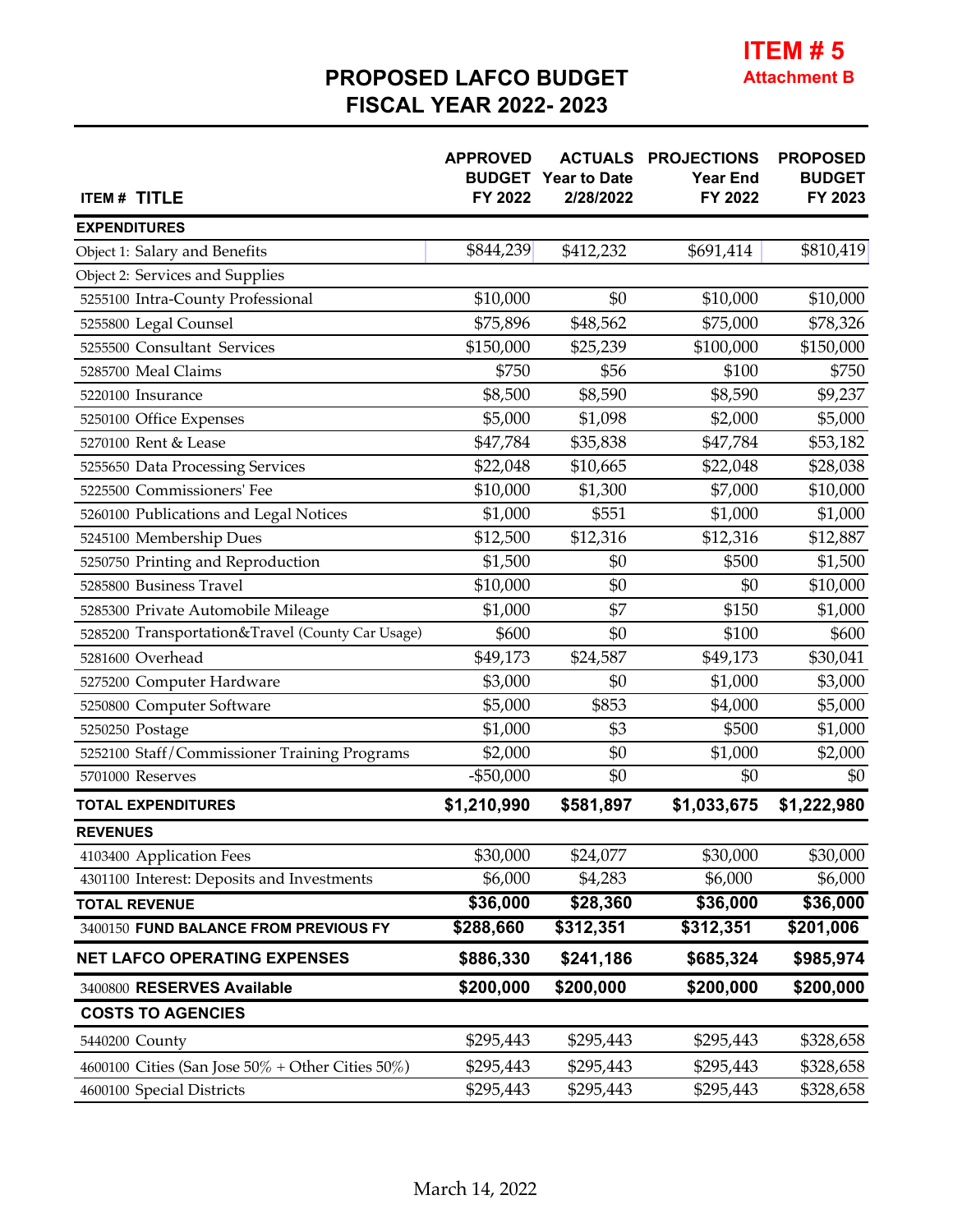**ITEM # 5**
**Attachment B**

# PROPOSED LAFCO BUDGET
# FISCAL YEAR 2022- 2023

| ITEM # TITLE | APPROVED BUDGET FY 2022 | ACTUALS Year to Date 2/28/2022 | PROJECTIONS Year End FY 2022 | PROPOSED BUDGET FY 2023 |
|---|---|---|---|---|
| **EXPENDITURES** | | | | |
| Object 1: Salary and Benefits | $844,239 | $412,232 | $691,414 | $810,419 |
| Object 2: Services and Supplies | | | | |
| 5255100 Intra-County Professional | $10,000 | $0 | $10,000 | $10,000 |
| 5255800 Legal Counsel | $75,896 | $48,562 | $75,000 | $78,326 |
| 5255500 Consultant Services | $150,000 | $25,239 | $100,000 | $150,000 |
| 5285700 Meal Claims | $750 | $56 | $100 | $750 |
| 5220100 Insurance | $8,500 | $8,590 | $8,590 | $9,237 |
| 5250100 Office Expenses | $5,000 | $1,098 | $2,000 | $5,000 |
| 5270100 Rent & Lease | $47,784 | $35,838 | $47,784 | $53,182 |
| 5255650 Data Processing Services | $22,048 | $10,665 | $22,048 | $28,038 |
| 5225500 Commissioners' Fee | $10,000 | $1,300 | $7,000 | $10,000 |
| 5260100 Publications and Legal Notices | $1,000 | $551 | $1,000 | $1,000 |
| 5245100 Membership Dues | $12,500 | $12,316 | $12,316 | $12,887 |
| 5250750 Printing and Reproduction | $1,500 | $0 | $500 | $1,500 |
| 5285800 Business Travel | $10,000 | $0 | $0 | $10,000 |
| 5285300 Private Automobile Mileage | $1,000 | $7 | $150 | $1,000 |
| 5285200 Transportation&Travel (County Car Usage) | $600 | $0 | $100 | $600 |
| 5281600 Overhead | $49,173 | $24,587 | $49,173 | $30,041 |
| 5275200 Computer Hardware | $3,000 | $0 | $1,000 | $3,000 |
| 5250800 Computer Software | $5,000 | $853 | $4,000 | $5,000 |
| 5250250 Postage | $1,000 | $3 | $500 | $1,000 |
| 5252100 Staff/Commissioner Training Programs | $2,000 | $0 | $1,000 | $2,000 |
| 5701000 Reserves | -$50,000 | $0 | $0 | $0 |
| **TOTAL EXPENDITURES** | **$1,210,990** | **$581,897** | **$1,033,675** | **$1,222,980** |
| **REVENUES** | | | | |
| 4103400 Application Fees | $30,000 | $24,077 | $30,000 | $30,000 |
| 4301100 Interest: Deposits and Investments | $6,000 | $4,283 | $6,000 | $6,000 |
| **TOTAL REVENUE** | **$36,000** | **$28,360** | **$36,000** | **$36,000** |
| 3400150 **FUND BALANCE FROM PREVIOUS FY** | **$288,660** | **$312,351** | **$312,351** | **$201,006** |
| **NET LAFCO OPERATING EXPENSES** | **$886,330** | **$241,186** | **$685,324** | **$985,974** |
| 3400800 **RESERVES Available** | **$200,000** | **$200,000** | **$200,000** | **$200,000** |
| **COSTS TO AGENCIES** | | | | |
| 5440200 County | $295,443 | $295,443 | $295,443 | $328,658 |
| 4600100 Cities (San Jose 50% + Other Cities 50%) | $295,443 | $295,443 | $295,443 | $328,658 |
| 4600100 Special Districts | $295,443 | $295,443 | $295,443 | $328,658 |

March 14, 2022